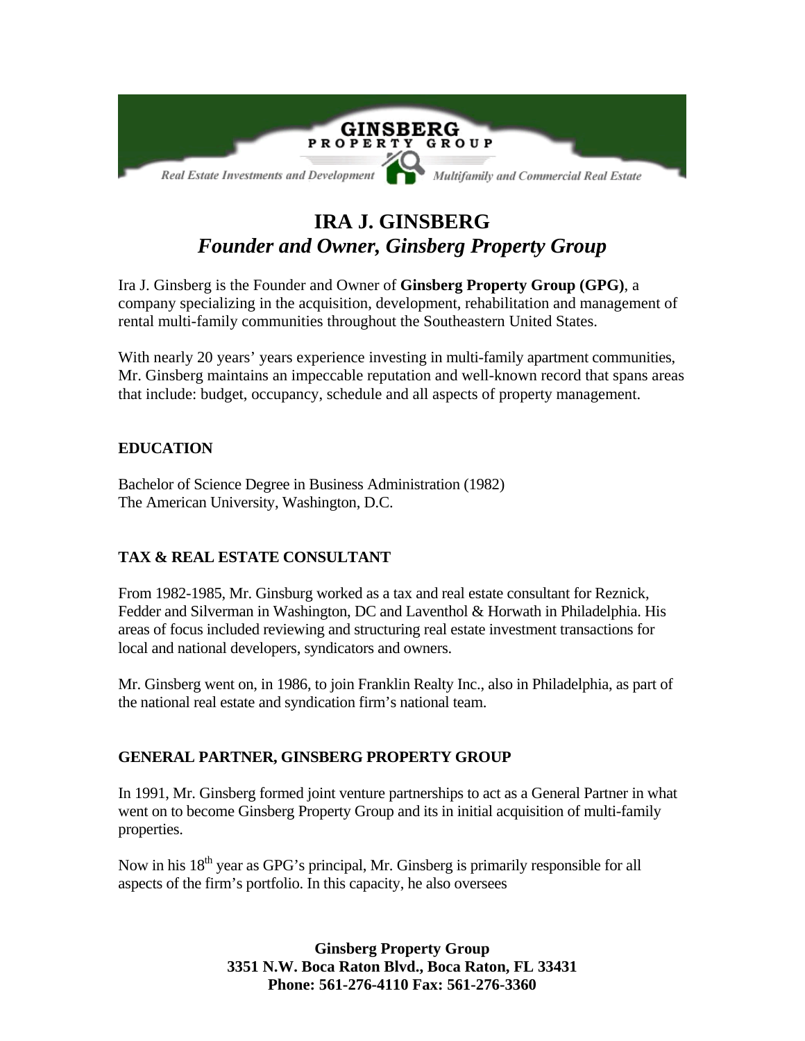**GINSBERG PROPERTY GROUP**

*Real Estate Investments and Development* — *Multifamily and Commercial Real Estate*

# IRA J. GINSBERG
## *Founder and Owner, Ginsberg Property Group*

Ira J. Ginsberg is the Founder and Owner of **Ginsberg Property Group (GPG)**, a company specializing in the acquisition, development, rehabilitation and management of rental multi-family communities throughout the Southeastern United States.

With nearly 20 years' years experience investing in multi-family apartment communities, Mr. Ginsberg maintains an impeccable reputation and well-known record that spans areas that include: budget, occupancy, schedule and all aspects of property management.

### EDUCATION

Bachelor of Science Degree in Business Administration (1982)
The American University, Washington, D.C.

### TAX & REAL ESTATE CONSULTANT

From 1982-1985, Mr. Ginsburg worked as a tax and real estate consultant for Reznick, Fedder and Silverman in Washington, DC and Laventhol & Horwath in Philadelphia. His areas of focus included reviewing and structuring real estate investment transactions for local and national developers, syndicators and owners.

Mr. Ginsberg went on, in 1986, to join Franklin Realty Inc., also in Philadelphia, as part of the national real estate and syndication firm's national team.

### GENERAL PARTNER, GINSBERG PROPERTY GROUP

In 1991, Mr. Ginsberg formed joint venture partnerships to act as a General Partner in what went on to become Ginsberg Property Group and its in initial acquisition of multi-family properties.

Now in his 18th year as GPG's principal, Mr. Ginsberg is primarily responsible for all aspects of the firm's portfolio. In this capacity, he also oversees

**Ginsberg Property Group**
**3351 N.W. Boca Raton Blvd., Boca Raton, FL 33431**
**Phone: 561-276-4110 Fax: 561-276-3360**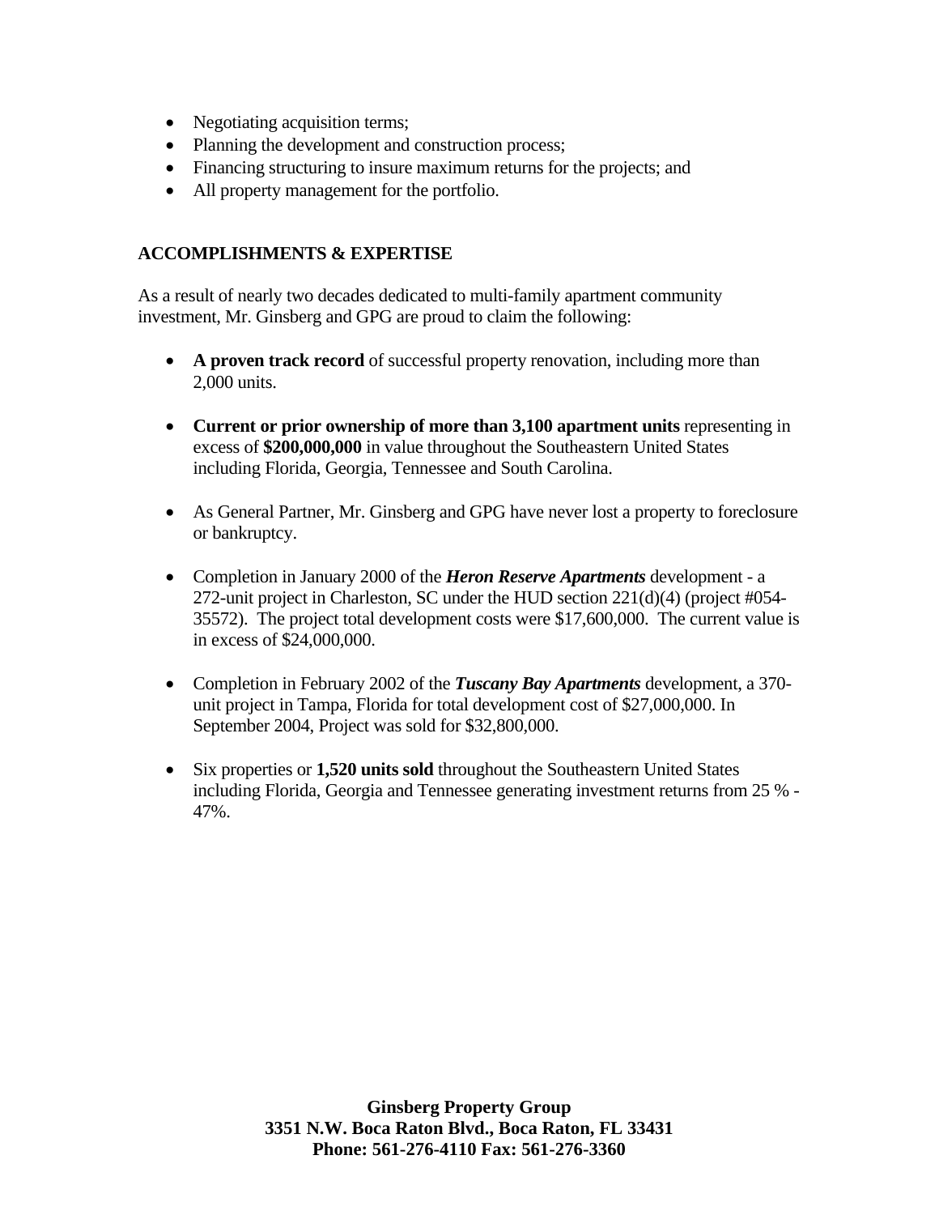- Negotiating acquisition terms;
- Planning the development and construction process;
- Financing structuring to insure maximum returns for the projects; and
- All property management for the portfolio.

**ACCOMPLISHMENTS & EXPERTISE**

As a result of nearly two decades dedicated to multi-family apartment community investment, Mr. Ginsberg and GPG are proud to claim the following:

- **A proven track record** of successful property renovation, including more than 2,000 units.

- **Current or prior ownership of more than 3,100 apartment units** representing in excess of **$200,000,000** in value throughout the Southeastern United States including Florida, Georgia, Tennessee and South Carolina.

- As General Partner, Mr. Ginsberg and GPG have never lost a property to foreclosure or bankruptcy.

- Completion in January 2000 of the ***Heron Reserve Apartments*** development - a 272-unit project in Charleston, SC under the HUD section 221(d)(4) (project #054-35572). The project total development costs were $17,600,000. The current value is in excess of $24,000,000.

- Completion in February 2002 of the ***Tuscany Bay Apartments*** development, a 370-unit project in Tampa, Florida for total development cost of $27,000,000. In September 2004, Project was sold for $32,800,000.

- Six properties or **1,520 units sold** throughout the Southeastern United States including Florida, Georgia and Tennessee generating investment returns from 25 % - 47%.

**Ginsberg Property Group**
**3351 N.W. Boca Raton Blvd., Boca Raton, FL 33431**
**Phone: 561-276-4110 Fax: 561-276-3360**